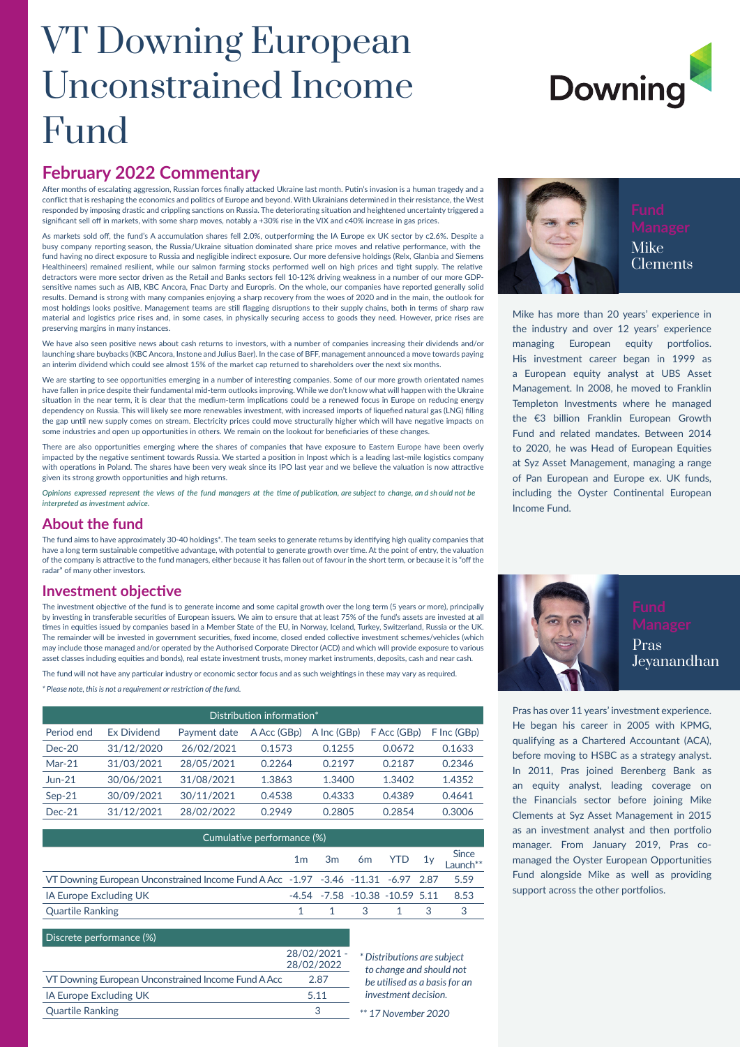# VT Downing European Unconstrained Income Fund

Downing

## February 2022 Commentary

After months of escalating aggression, Russian forces finally attacked Ukraine last month. Putin's invasion is a human tragedy and a conflict that is reshaping the economics and politics of Europe and beyond. With Ukrainians determined in their resistance, the West responded by imposing drastic and crippling sanctions on Russia. The deteriorating situation and heightened uncertainty triggered a significant sell off in markets, with some sharp moves, notably a +30% rise in the VIX and c40% increase in gas prices.

As markets sold off, the fund's A accumulation shares fell 2.0%, outperforming the IA Europe ex UK sector by c2.6%. Despite a busy company reporting season, the Russia/Ukraine situation dominated share price moves and relative performance, with the fund having no direct exposure to Russia and negligible indirect exposure. Our more defensive holdings (Relx, Glanbia and Siemens Healthineers) remained resilient, while our salmon farming stocks performed well on high prices and tight supply. The relative detractors were more sector driven as the Retail and Banks sectors fell 10-12% driving weakness in a number of our more GDP-sensitive names such as AIB, KBC Ancora, Fnac Darty and Europris. On the whole, our companies have reported generally solid results. Demand is strong with many companies enjoying a sharp recovery from the woes of 2020 and in the main, the outlook for most holdings looks positive. Management teams are still flagging disruptions to their supply chains, both in terms of sharp raw material and logistics price rises and, in some cases, in physically securing access to goods they need. However, price rises are preserving margins in many instances.

We have also seen positive news about cash returns to investors, with a number of companies increasing their dividends and/or launching share buybacks (KBC Ancora, Instone and Julius Baer). In the case of BFF, management announced a move towards paying an interim dividend which could see almost 15% of the market cap returned to shareholders over the next six months.

We are starting to see opportunities emerging in a number of interesting companies. Some of our more growth orientated names have fallen in price despite their fundamental mid-term outlooks improving. While we don't know what will happen with the Ukraine situation in the near term, it is clear that the medium-term implications could be a renewed focus in Europe on reducing energy dependency on Russia. This will likely see more renewables investment, with increased imports of liquefied natural gas (LNG) filling the gap until new supply comes on stream. Electricity prices could move structurally higher which will have negative impacts on some industries and open up opportunities in others. We remain on the lookout for beneficiaries of these changes.

There are also opportunities emerging where the shares of companies that have exposure to Eastern Europe have been overly impacted by the negative sentiment towards Russia. We started a position in Inpost which is a leading last-mile logistics company with operations in Poland. The shares have been very weak since its IPO last year and we believe the valuation is now attractive given its strong growth opportunities and high returns.

*Opinions expressed represent the views of the fund managers at the time of publication, are subject to change, an d sh ould not be interpreted as investment advice.*

## About the fund

The fund aims to have approximately 30-40 holdings*. The team seeks to generate returns by identifying high quality companies that have a long term sustainable competitive advantage, with potential to generate growth over time. At the point of entry, the valuation of the company is attractive to the fund managers, either because it has fallen out of favour in the short term, or because it is "off the radar" of many other investors.

## Investment objective

The investment objective of the fund is to generate income and some capital growth over the long term (5 years or more), principally by investing in transferable securities of European issuers. We aim to ensure that at least 75% of the fund's assets are invested at all times in equities issued by companies based in a Member State of the EU, in Norway, Iceland, Turkey, Switzerland, Russia or the UK. The remainder will be invested in government securities, fixed income, closed ended collective investment schemes/vehicles (which may include those managed and/or operated by the Authorised Corporate Director (ACD) and which will provide exposure to various asset classes including equities and bonds), real estate investment trusts, money market instruments, deposits, cash and near cash.

The fund will not have any particular industry or economic sector focus and as such weightings in these may vary as required.

*\* Please note, this is not a requirement or restriction of the fund.*

| Distribution information* | | | | | | |
|---|---|---|---|---|---|---|
| Period end | Ex Dividend | Payment date | A Acc (GBp) | A Inc (GBp) | F Acc (GBp) | F Inc (GBp) |
| Dec-20 | 31/12/2020 | 26/02/2021 | 0.1573 | 0.1255 | 0.0672 | 0.1633 |
| Mar-21 | 31/03/2021 | 28/05/2021 | 0.2264 | 0.2197 | 0.2187 | 0.2346 |
| Jun-21 | 30/06/2021 | 31/08/2021 | 1.3863 | 1.3400 | 1.3402 | 1.4352 |
| Sep-21 | 30/09/2021 | 30/11/2021 | 0.4538 | 0.4333 | 0.4389 | 0.4641 |
| Dec-21 | 31/12/2021 | 28/02/2022 | 0.2949 | 0.2805 | 0.2854 | 0.3006 |

| Cumulative performance (%) | 1m | 3m | 6m | YTD | 1y | Since Launch** |
|---|---|---|---|---|---|---|
| VT Downing European Unconstrained Income Fund A Acc | -1.97 | -3.46 | -11.31 | -6.97 | 2.87 | 5.59 |
| IA Europe Excluding UK | -4.54 | -7.58 | -10.38 | -10.59 | 5.11 | 8.53 |
| Quartile Ranking | 1 | 1 | 3 | 1 | 3 | 3 |

| Discrete performance (%) | 28/02/2021 - 28/02/2022 |
|---|---|
| VT Downing European Unconstrained Income Fund A Acc | 2.87 |
| IA Europe Excluding UK | 5.11 |
| Quartile Ranking | 3 |

*\* Distributions are subject to change and should not be utilised as a basis for an investment decision.*

*\*\* 17 November 2020*

### Fund Manager
Mike Clements

Mike has more than 20 years' experience in the industry and over 12 years' experience managing European equity portfolios. His investment career began in 1999 as a European equity analyst at UBS Asset Management. In 2008, he moved to Franklin Templeton Investments where he managed the €3 billion Franklin European Growth Fund and related mandates. Between 2014 to 2020, he was Head of European Equities at Syz Asset Management, managing a range of Pan European and Europe ex. UK funds, including the Oyster Continental European Income Fund.

### Fund Manager
Pras Jeyanandhan

Pras has over 11 years' investment experience. He began his career in 2005 with KPMG, qualifying as a Chartered Accountant (ACA), before moving to HSBC as a strategy analyst. In 2011, Pras joined Berenberg Bank as an equity analyst, leading coverage on the Financials sector before joining Mike Clements at Syz Asset Management in 2015 as an investment analyst and then portfolio manager. From January 2019, Pras co-managed the Oyster European Opportunities Fund alongside Mike as well as providing support across the other portfolios.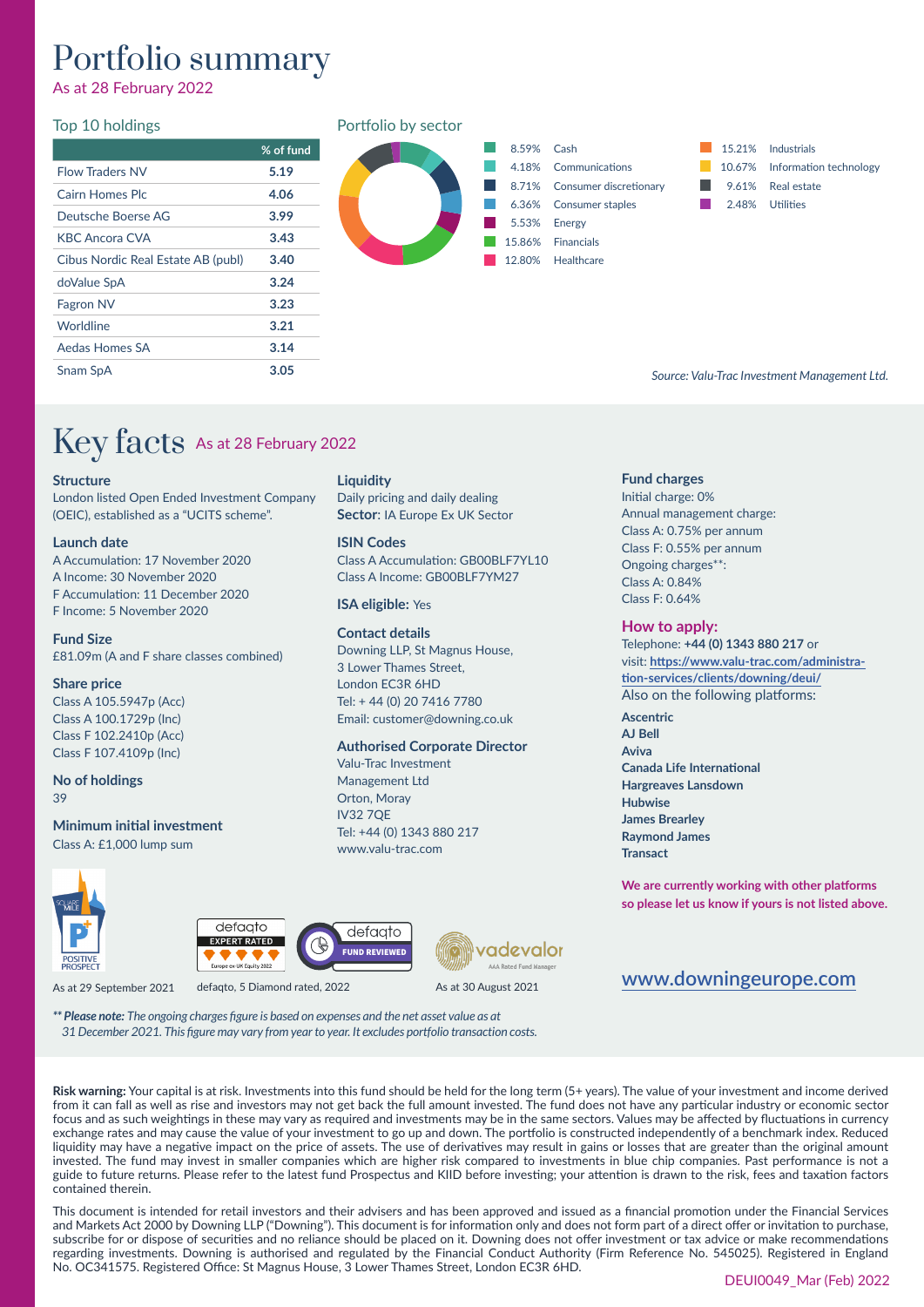# Portfolio summary

As at 28 February 2022

## Top 10 holdings

| | % of fund |
|---|---|
| Flow Traders NV | 5.19 |
| Cairn Homes Plc | 4.06 |
| Deutsche Boerse AG | 3.99 |
| KBC Ancora CVA | 3.43 |
| Cibus Nordic Real Estate AB (publ) | 3.40 |
| doValue SpA | 3.24 |
| Fagron NV | 3.23 |
| Worldline | 3.21 |
| Aedas Homes SA | 3.14 |
| Snam SpA | 3.05 |

## Portfolio by sector

8.59% Cash
4.18% Communications
8.71% Consumer discretionary
6.36% Consumer staples
5.53% Energy
15.86% Financials
12.80% Healthcare
15.21% Industrials
10.67% Information technology
9.61% Real estate
2.48% Utilities

*Source: Valu-Trac Investment Management Ltd.*

# Key facts As at 28 February 2022

**Structure**
London listed Open Ended Investment Company (OEIC), established as a "UCITS scheme".

**Launch date**
A Accumulation: 17 November 2020
A Income: 30 November 2020
F Accumulation: 11 December 2020
F Income: 5 November 2020

**Fund Size**
£81.09m (A and F share classes combined)

**Share price**
Class A 105.5947p (Acc)
Class A 100.1729p (Inc)
Class F 102.2410p (Acc)
Class F 107.4109p (Inc)

**No of holdings**
39

**Minimum initial investment**
Class A: £1,000 lump sum

**Liquidity**
Daily pricing and daily dealing
**Sector**: IA Europe Ex UK Sector

**ISIN Codes**
Class A Accumulation: GB00BLF7YL10
Class A Income: GB00BLF7YM27

**ISA eligible:** Yes

**Contact details**
Downing LLP, St Magnus House,
3 Lower Thames Street,
London EC3R 6HD
Tel: + 44 (0) 20 7416 7780
Email: customer@downing.co.uk

**Authorised Corporate Director**
Valu-Trac Investment
Management Ltd
Orton, Moray
IV32 7QE
Tel: +44 (0) 1343 880 217
www.valu-trac.com

**Fund charges**
Initial charge: 0%
Annual management charge:
Class A: 0.75% per annum
Class F: 0.55% per annum
Ongoing charges**:
Class A: 0.84%
Class F: 0.64%

**How to apply:**
Telephone: **+44 (0) 1343 880 217** or
visit: **https://www.valu-trac.com/administration-services/clients/downing/deui/**
Also on the following platforms:

**Ascentric**
**AJ Bell**
**Aviva**
**Canada Life International**
**Hargreaves Lansdown**
**Hubwise**
**James Brearley**
**Raymond James**
**Transact**

**We are currently working with other platforms so please let us know if yours is not listed above.**

As at 29 September 2021

defaqto, 5 Diamond rated, 2022

As at 30 August 2021

www.downingeurope.com

*** Please note: The ongoing charges figure is based on expenses and the net asset value as at 31 December 2021. This figure may vary from year to year. It excludes portfolio transaction costs.*

**Risk warning:** Your capital is at risk. Investments into this fund should be held for the long term (5+ years). The value of your investment and income derived from it can fall as well as rise and investors may not get back the full amount invested. The fund does not have any particular industry or economic sector focus and as such weightings in these may vary as required and investments may be in the same sectors. Values may be affected by fluctuations in currency exchange rates and may cause the value of your investment to go up and down. The portfolio is constructed independently of a benchmark index. Reduced liquidity may have a negative impact on the price of assets. The use of derivatives may result in gains or losses that are greater than the original amount invested. The fund may invest in smaller companies which are higher risk compared to investments in blue chip companies. Past performance is not a guide to future returns. Please refer to the latest fund Prospectus and KIID before investing; your attention is drawn to the risk, fees and taxation factors contained therein.

This document is intended for retail investors and their advisers and has been approved and issued as a financial promotion under the Financial Services and Markets Act 2000 by Downing LLP ("Downing"). This document is for information only and does not form part of a direct offer or invitation to purchase, subscribe for or dispose of securities and no reliance should be placed on it. Downing does not offer investment or tax advice or make recommendations regarding investments. Downing is authorised and regulated by the Financial Conduct Authority (Firm Reference No. 545025). Registered in England No. OC341575. Registered Office: St Magnus House, 3 Lower Thames Street, London EC3R 6HD.

DEUI0049_Mar (Feb) 2022